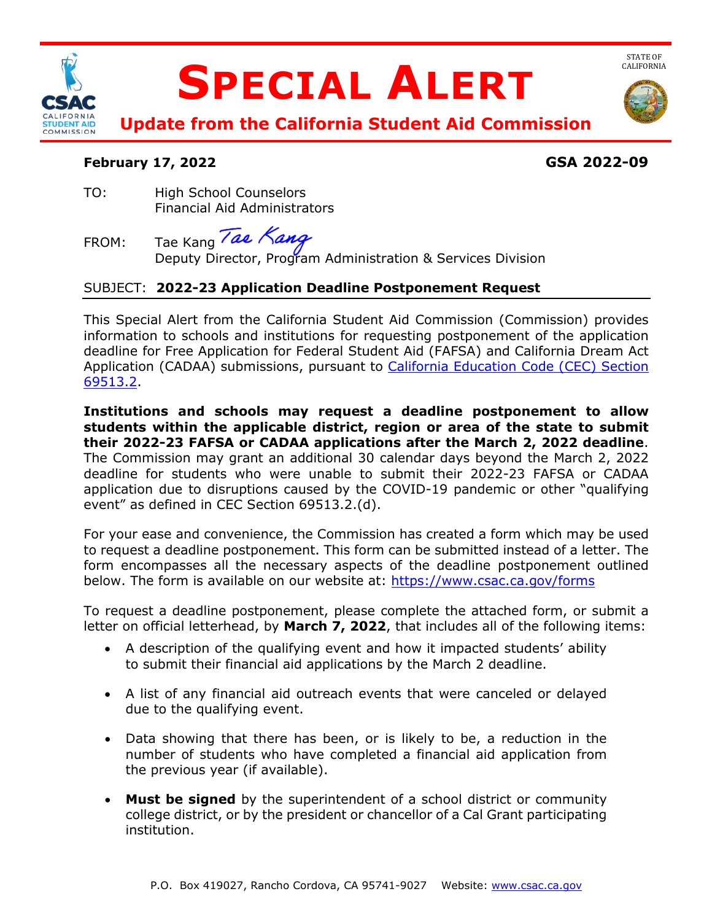# SPECIAL ALERT

## Update from the California Student Aid Commission

STATE OF CALIFORNIA

**February 17, 2022** **GSA 2022-09**

TO: High School Counselors
Financial Aid Administrators

FROM: Tae Kang *Tae Kang*
Deputy Director, Program Administration & Services Division

SUBJECT: **2022-23 Application Deadline Postponement Request**

---

This Special Alert from the California Student Aid Commission (Commission) provides information to schools and institutions for requesting postponement of the application deadline for Free Application for Federal Student Aid (FAFSA) and California Dream Act Application (CADAA) submissions, pursuant to [California Education Code (CEC) Section 69513.2](#).

**Institutions and schools may request a deadline postponement to allow students within the applicable district, region or area of the state to submit their 2022-23 FAFSA or CADAA applications after the March 2, 2022 deadline**. The Commission may grant an additional 30 calendar days beyond the March 2, 2022 deadline for students who were unable to submit their 2022-23 FAFSA or CADAA application due to disruptions caused by the COVID-19 pandemic or other "qualifying event" as defined in CEC Section 69513.2.(d).

For your ease and convenience, the Commission has created a form which may be used to request a deadline postponement. This form can be submitted instead of a letter. The form encompasses all the necessary aspects of the deadline postponement outlined below. The form is available on our website at: https://www.csac.ca.gov/forms

To request a deadline postponement, please complete the attached form, or submit a letter on official letterhead, by **March 7, 2022**, that includes all of the following items:

- A description of the qualifying event and how it impacted students' ability to submit their financial aid applications by the March 2 deadline.
- A list of any financial aid outreach events that were canceled or delayed due to the qualifying event.
- Data showing that there has been, or is likely to be, a reduction in the number of students who have completed a financial aid application from the previous year (if available).
- **Must be signed** by the superintendent of a school district or community college district, or by the president or chancellor of a Cal Grant participating institution.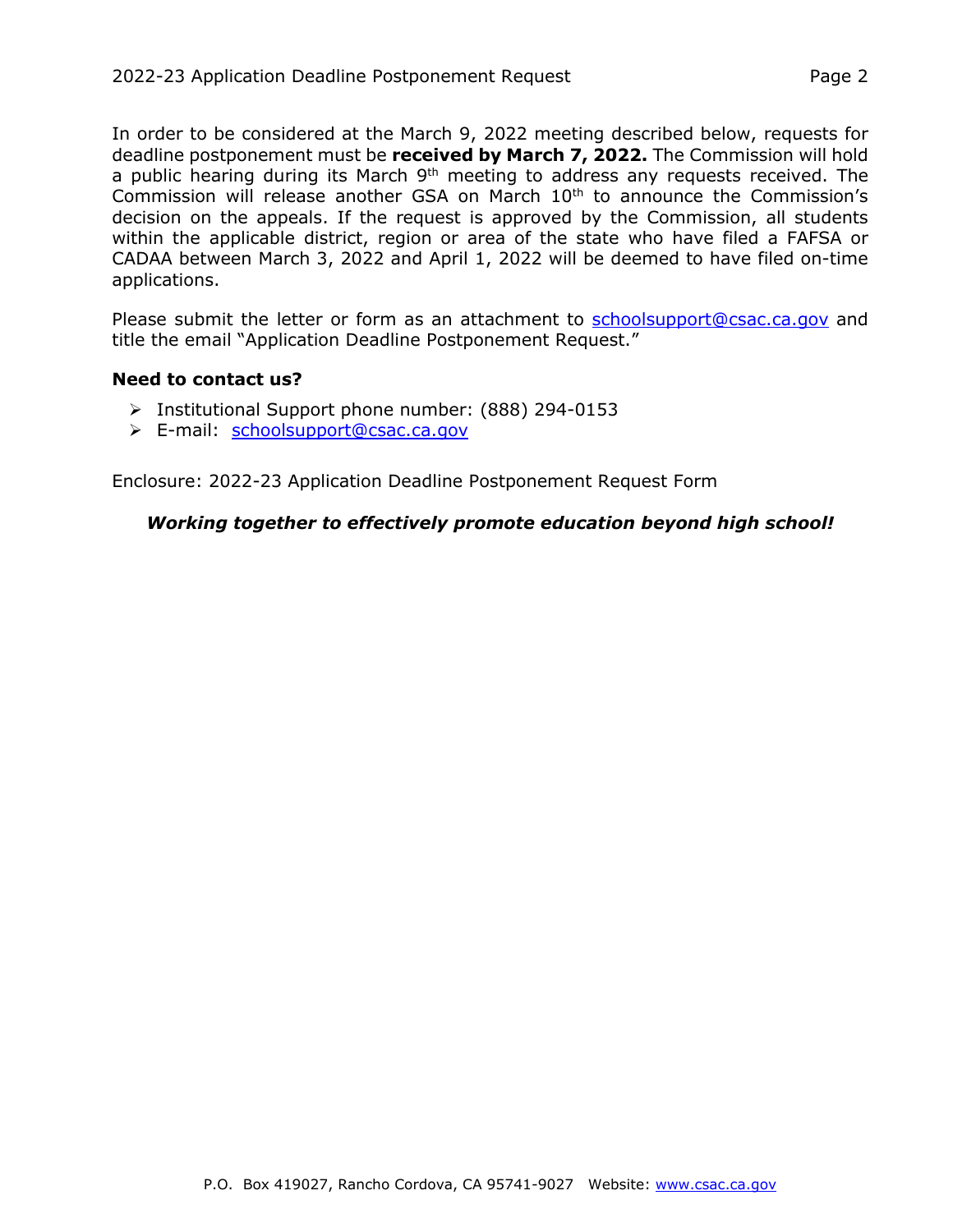In order to be considered at the March 9, 2022 meeting described below, requests for deadline postponement must be **received by March 7, 2022.** The Commission will hold a public hearing during its March 9th meeting to address any requests received. The Commission will release another GSA on March 10th to announce the Commission's decision on the appeals. If the request is approved by the Commission, all students within the applicable district, region or area of the state who have filed a FAFSA or CADAA between March 3, 2022 and April 1, 2022 will be deemed to have filed on-time applications.

Please submit the letter or form as an attachment to schoolsupport@csac.ca.gov and title the email "Application Deadline Postponement Request."

**Need to contact us?**

- Institutional Support phone number: (888) 294-0153
- E-mail: schoolsupport@csac.ca.gov

Enclosure: 2022-23 Application Deadline Postponement Request Form

***Working together to effectively promote education beyond high school!***

P.O. Box 419027, Rancho Cordova, CA 95741-9027 Website: www.csac.ca.gov